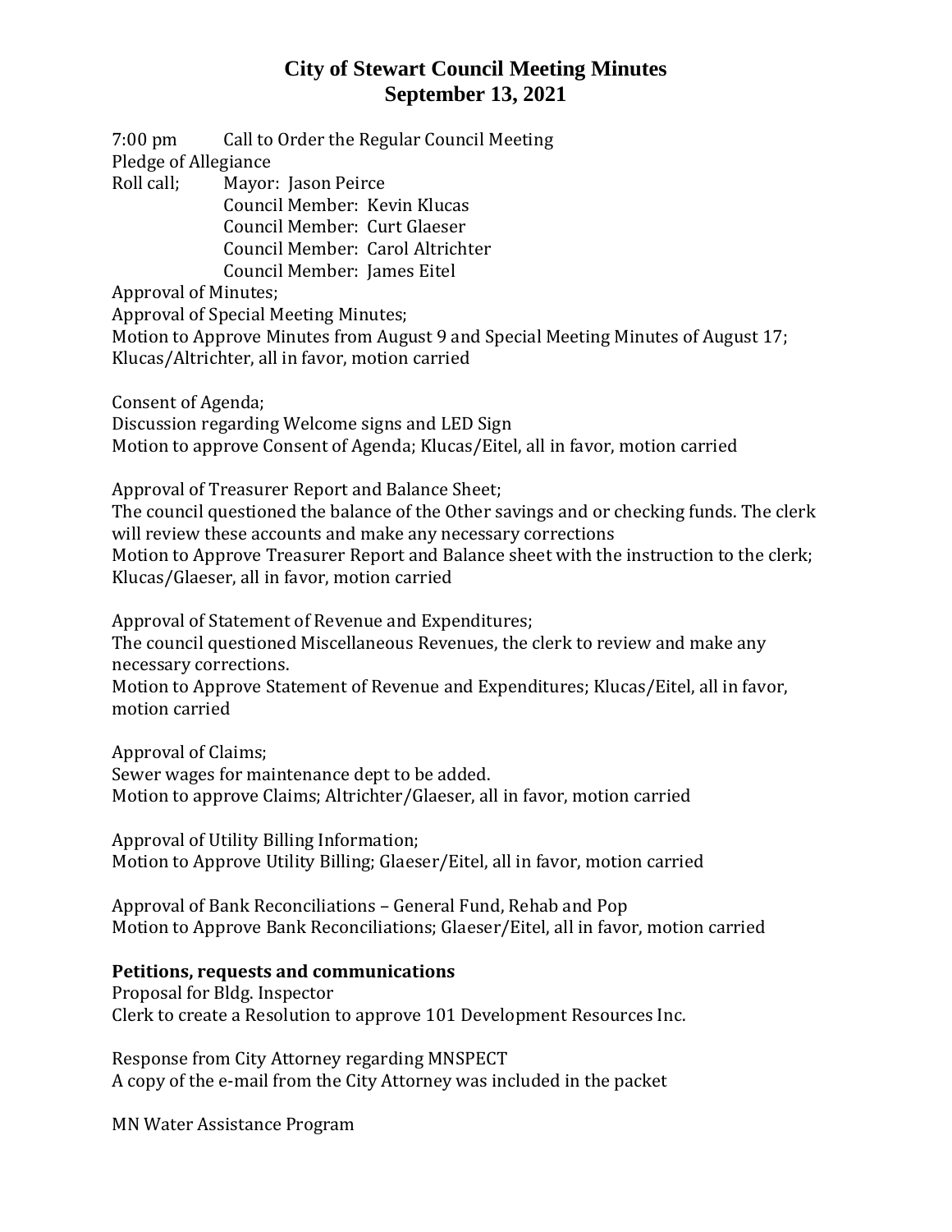# City of Stewart Council Meeting Minutes
## September 13, 2021

7:00 pm Call to Order the Regular Council Meeting

Pledge of Allegiance

Roll call; Mayor: Jason Peirce
Council Member: Kevin Klucas
Council Member: Curt Glaeser
Council Member: Carol Altrichter
Council Member: James Eitel

Approval of Minutes;

Approval of Special Meeting Minutes;

Motion to Approve Minutes from August 9 and Special Meeting Minutes of August 17; Klucas/Altrichter, all in favor, motion carried

Consent of Agenda;

Discussion regarding Welcome signs and LED Sign

Motion to approve Consent of Agenda; Klucas/Eitel, all in favor, motion carried

Approval of Treasurer Report and Balance Sheet;

The council questioned the balance of the Other savings and or checking funds. The clerk will review these accounts and make any necessary corrections

Motion to Approve Treasurer Report and Balance sheet with the instruction to the clerk; Klucas/Glaeser, all in favor, motion carried

Approval of Statement of Revenue and Expenditures;

The council questioned Miscellaneous Revenues, the clerk to review and make any necessary corrections.

Motion to Approve Statement of Revenue and Expenditures; Klucas/Eitel, all in favor, motion carried

Approval of Claims;

Sewer wages for maintenance dept to be added.

Motion to approve Claims; Altrichter/Glaeser, all in favor, motion carried

Approval of Utility Billing Information;

Motion to Approve Utility Billing; Glaeser/Eitel, all in favor, motion carried

Approval of Bank Reconciliations – General Fund, Rehab and Pop

Motion to Approve Bank Reconciliations; Glaeser/Eitel, all in favor, motion carried

**Petitions, requests and communications**

Proposal for Bldg. Inspector

Clerk to create a Resolution to approve 101 Development Resources Inc.

Response from City Attorney regarding MNSPECT

A copy of the e-mail from the City Attorney was included in the packet

MN Water Assistance Program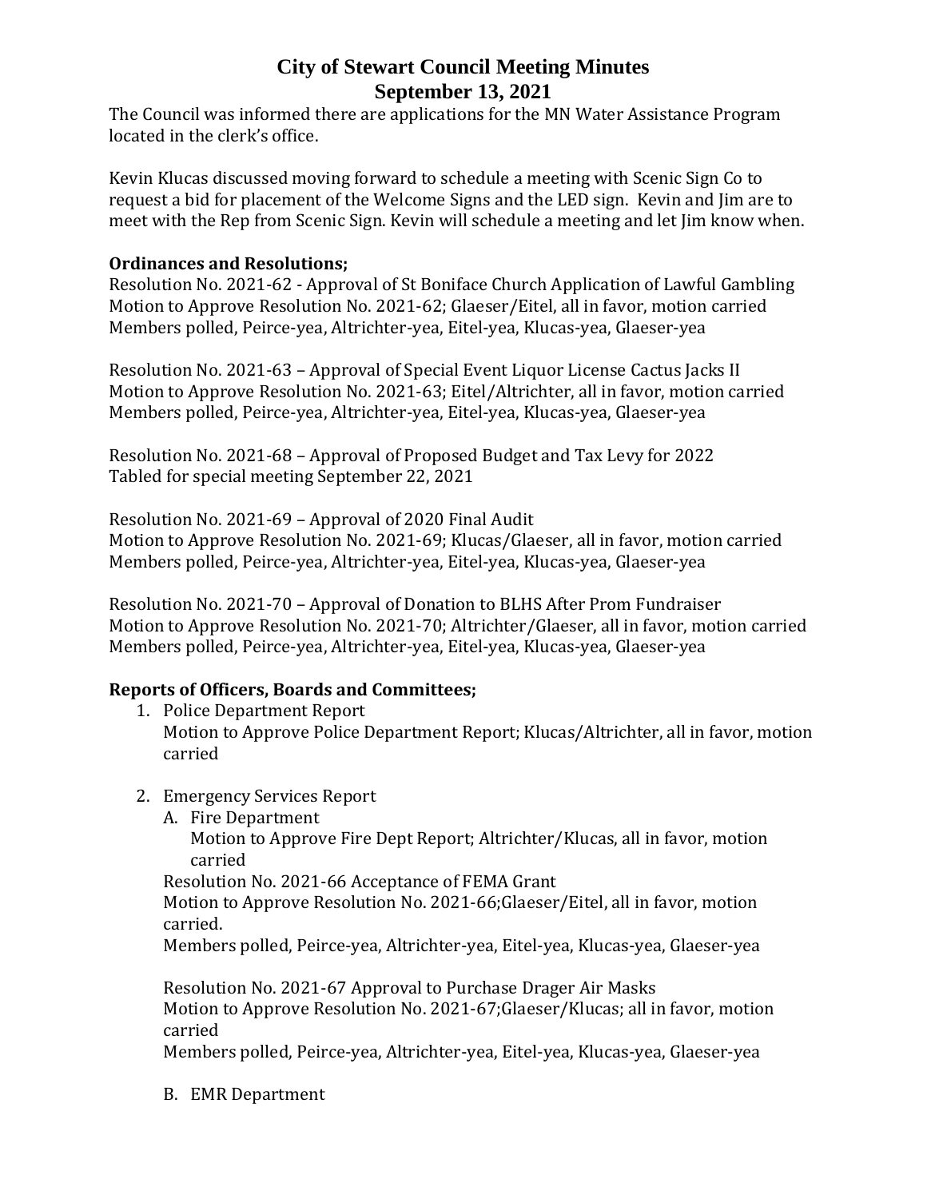# City of Stewart Council Meeting Minutes
# September 13, 2021

The Council was informed there are applications for the MN Water Assistance Program located in the clerk's office.

Kevin Klucas discussed moving forward to schedule a meeting with Scenic Sign Co to request a bid for placement of the Welcome Signs and the LED sign. Kevin and Jim are to meet with the Rep from Scenic Sign. Kevin will schedule a meeting and let Jim know when.

**Ordinances and Resolutions;**

Resolution No. 2021-62 - Approval of St Boniface Church Application of Lawful Gambling
Motion to Approve Resolution No. 2021-62; Glaeser/Eitel, all in favor, motion carried
Members polled, Peirce-yea, Altrichter-yea, Eitel-yea, Klucas-yea, Glaeser-yea

Resolution No. 2021-63 – Approval of Special Event Liquor License Cactus Jacks II
Motion to Approve Resolution No. 2021-63; Eitel/Altrichter, all in favor, motion carried
Members polled, Peirce-yea, Altrichter-yea, Eitel-yea, Klucas-yea, Glaeser-yea

Resolution No. 2021-68 – Approval of Proposed Budget and Tax Levy for 2022
Tabled for special meeting September 22, 2021

Resolution No. 2021-69 – Approval of 2020 Final Audit
Motion to Approve Resolution No. 2021-69; Klucas/Glaeser, all in favor, motion carried
Members polled, Peirce-yea, Altrichter-yea, Eitel-yea, Klucas-yea, Glaeser-yea

Resolution No. 2021-70 – Approval of Donation to BLHS After Prom Fundraiser
Motion to Approve Resolution No. 2021-70; Altrichter/Glaeser, all in favor, motion carried
Members polled, Peirce-yea, Altrichter-yea, Eitel-yea, Klucas-yea, Glaeser-yea

**Reports of Officers, Boards and Committees;**

1. Police Department Report
   Motion to Approve Police Department Report; Klucas/Altrichter, all in favor, motion carried

2. Emergency Services Report
   A. Fire Department
      Motion to Approve Fire Dept Report; Altrichter/Klucas, all in favor, motion carried

   Resolution No. 2021-66 Acceptance of FEMA Grant
   Motion to Approve Resolution No. 2021-66;Glaeser/Eitel, all in favor, motion carried.
   Members polled, Peirce-yea, Altrichter-yea, Eitel-yea, Klucas-yea, Glaeser-yea

   Resolution No. 2021-67 Approval to Purchase Drager Air Masks
   Motion to Approve Resolution No. 2021-67;Glaeser/Klucas; all in favor, motion carried
   Members polled, Peirce-yea, Altrichter-yea, Eitel-yea, Klucas-yea, Glaeser-yea

   B. EMR Department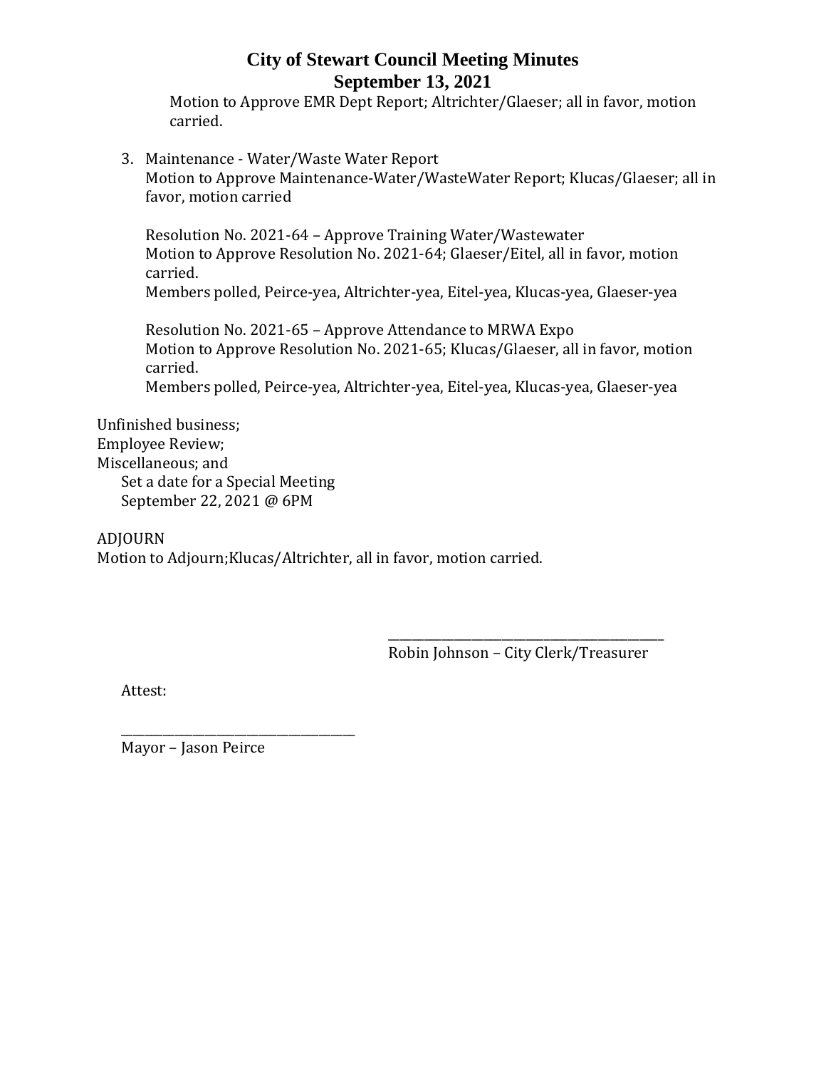Motion to Approve EMR Dept Report; Altrichter/Glaeser; all in favor, motion carried.

3. Maintenance - Water/Waste Water Report
   Motion to Approve Maintenance-Water/WasteWater Report; Klucas/Glaeser; all in favor, motion carried

   Resolution No. 2021-64 – Approve Training Water/Wastewater
   Motion to Approve Resolution No. 2021-64; Glaeser/Eitel, all in favor, motion carried.
   Members polled, Peirce-yea, Altrichter-yea, Eitel-yea, Klucas-yea, Glaeser-yea

   Resolution No. 2021-65 – Approve Attendance to MRWA Expo
   Motion to Approve Resolution No. 2021-65; Klucas/Glaeser, all in favor, motion carried.
   Members polled, Peirce-yea, Altrichter-yea, Eitel-yea, Klucas-yea, Glaeser-yea

Unfinished business;
Employee Review;
Miscellaneous; and
  Set a date for a Special Meeting
  September 22, 2021 @ 6PM

ADJOURN
Motion to Adjourn;Klucas/Altrichter, all in favor, motion carried.

\_\_\_\_\_\_\_\_\_\_\_\_\_\_\_\_\_\_\_\_\_\_\_\_\_\_\_\_\_\_\_\_\_\_\_\_\_\_\_\_
Robin Johnson – City Clerk/Treasurer

Attest:

\_\_\_\_\_\_\_\_\_\_\_\_\_\_\_\_\_\_\_\_\_\_\_\_\_\_\_\_\_\_\_\_\_\_\_\_\_\_\_\_
Mayor – Jason Peirce